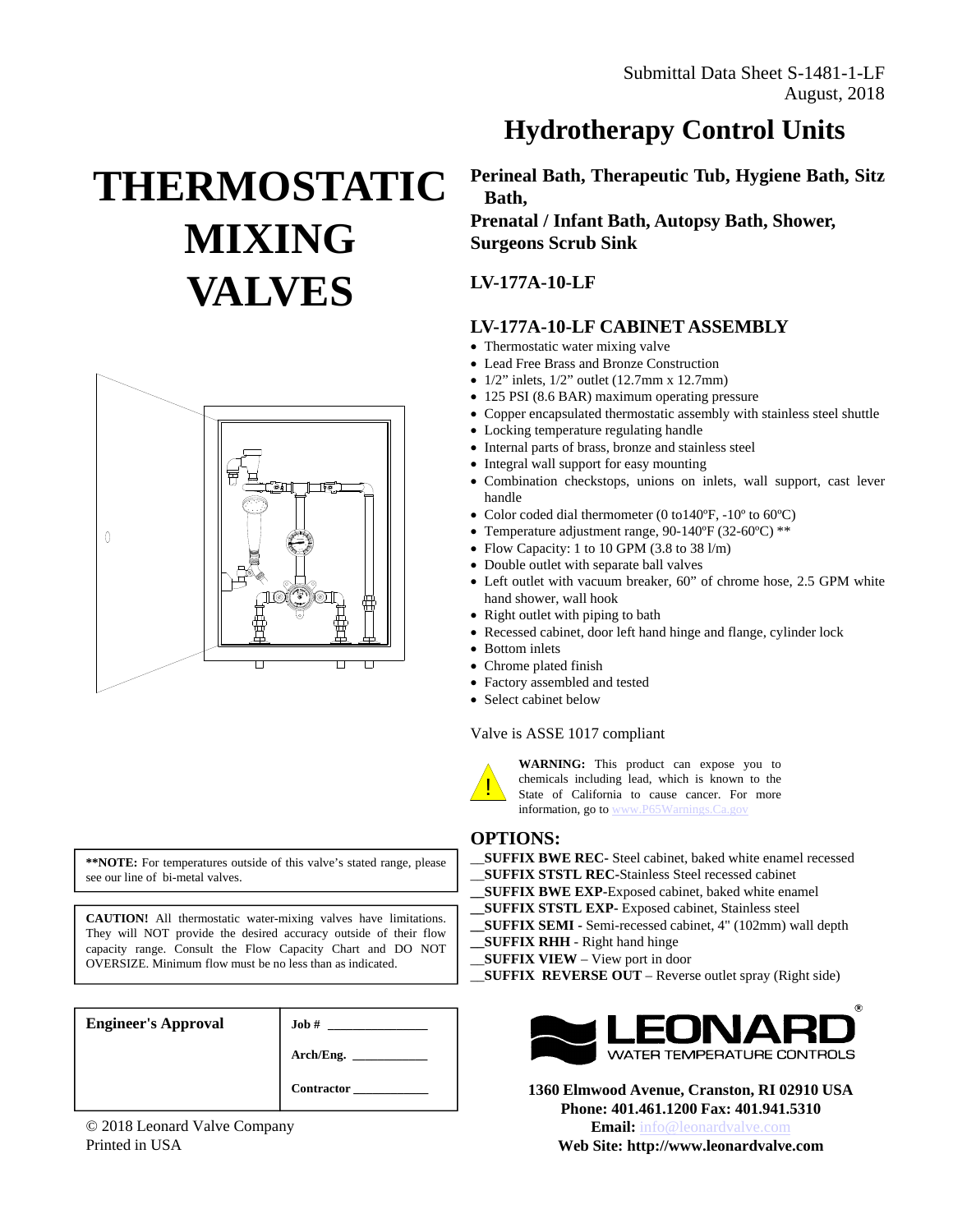Submittal Data Sheet S-1481-1-LF
August, 2018

# Hydrotherapy Control Units

# THERMOSTATIC MIXING VALVES

**Perineal Bath, Therapeutic Tub, Hygiene Bath, Sitz Bath,**
**Prenatal / Infant Bath, Autopsy Bath, Shower, Surgeons Scrub Sink**

**LV-177A-10-LF**

## LV-177A-10-LF CABINET ASSEMBLY

- Thermostatic water mixing valve
- Lead Free Brass and Bronze Construction
- 1/2" inlets, 1/2" outlet (12.7mm x 12.7mm)
- 125 PSI (8.6 BAR) maximum operating pressure
- Copper encapsulated thermostatic assembly with stainless steel shuttle
- Locking temperature regulating handle
- Internal parts of brass, bronze and stainless steel
- Integral wall support for easy mounting
- Combination checkstops, unions on inlets, wall support, cast lever handle
- Color coded dial thermometer (0 to140ºF, -10º to 60ºC)
- Temperature adjustment range, 90-140ºF (32-60ºC) **
- Flow Capacity: 1 to 10 GPM (3.8 to 38 l/m)
- Double outlet with separate ball valves
- Left outlet with vacuum breaker, 60" of chrome hose, 2.5 GPM white hand shower, wall hook
- Right outlet with piping to bath
- Recessed cabinet, door left hand hinge and flange, cylinder lock
- Bottom inlets
- Chrome plated finish
- Factory assembled and tested
- Select cabinet below

Valve is ASSE 1017 compliant

**WARNING:** This product can expose you to chemicals including lead, which is known to the State of California to cause cancer. For more information, go to www.P65Warnings.Ca.gov

**\*\*NOTE:** For temperatures outside of this valve's stated range, please see our line of bi-metal valves.

**CAUTION!** All thermostatic water-mixing valves have limitations. They will NOT provide the desired accuracy outside of their flow capacity range. Consult the Flow Capacity Chart and DO NOT OVERSIZE. Minimum flow must be no less than as indicated.

## OPTIONS:

__**SUFFIX BWE REC**- Steel cabinet, baked white enamel recessed
__**SUFFIX STSTL REC**-Stainless Steel recessed cabinet
__**SUFFIX BWE EXP**-Exposed cabinet, baked white enamel
__**SUFFIX STSTL EXP**- Exposed cabinet, Stainless steel
__**SUFFIX SEMI** - Semi-recessed cabinet, 4" (102mm) wall depth
__**SUFFIX RHH** - Right hand hinge
__**SUFFIX VIEW** – View port in door
__**SUFFIX REVERSE OUT** – Reverse outlet spray (Right side)

| **Engineer's Approval** | **Job #** _______________ |
|---|---|
| | **Arch/Eng.** ____________ |
| | **Contractor** ____________ |

© 2018 Leonard Valve Company
Printed in USA

LEONARD® WATER TEMPERATURE CONTROLS

**1360 Elmwood Avenue, Cranston, RI 02910 USA**
**Phone: 401.461.1200 Fax: 401.941.5310**
**Email:** info@leonardvalve.com
**Web Site: http://www.leonardvalve.com**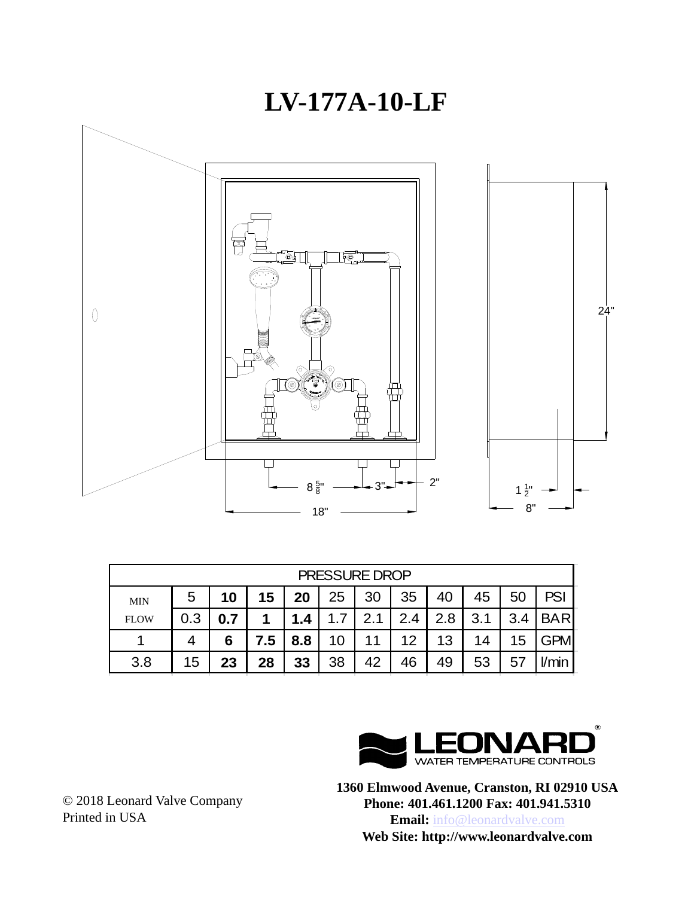# LV-177A-10-LF

24"

8 $\frac{5}{8}$"

3"

2"

18"

1 $\frac{1}{2}$"

8"

| PRESSURE DROP | | | | | | | | | | | |
|---|---|---|---|---|---|---|---|---|---|---|---|
| MIN | 5 | **10** | **15** | **20** | 25 | 30 | 35 | 40 | 45 | 50 | PSI |
| FLOW | 0.3 | **0.7** | **1** | **1.4** | 1.7 | 2.1 | 2.4 | 2.8 | 3.1 | 3.4 | BAR |
| 1 | 4 | **6** | **7.5** | **8.8** | 10 | 11 | 12 | 13 | 14 | 15 | GPM |
| 3.8 | 15 | **23** | **28** | **33** | 38 | 42 | 46 | 49 | 53 | 57 | l/min |

LEONARD®
WATER TEMPERATURE CONTROLS

**1360 Elmwood Avenue, Cranston, RI 02910 USA**
**Phone: 401.461.1200 Fax: 401.941.5310**
**Email:** info@leonardvalve.com
**Web Site: http://www.leonardvalve.com**

© 2018 Leonard Valve Company
Printed in USA